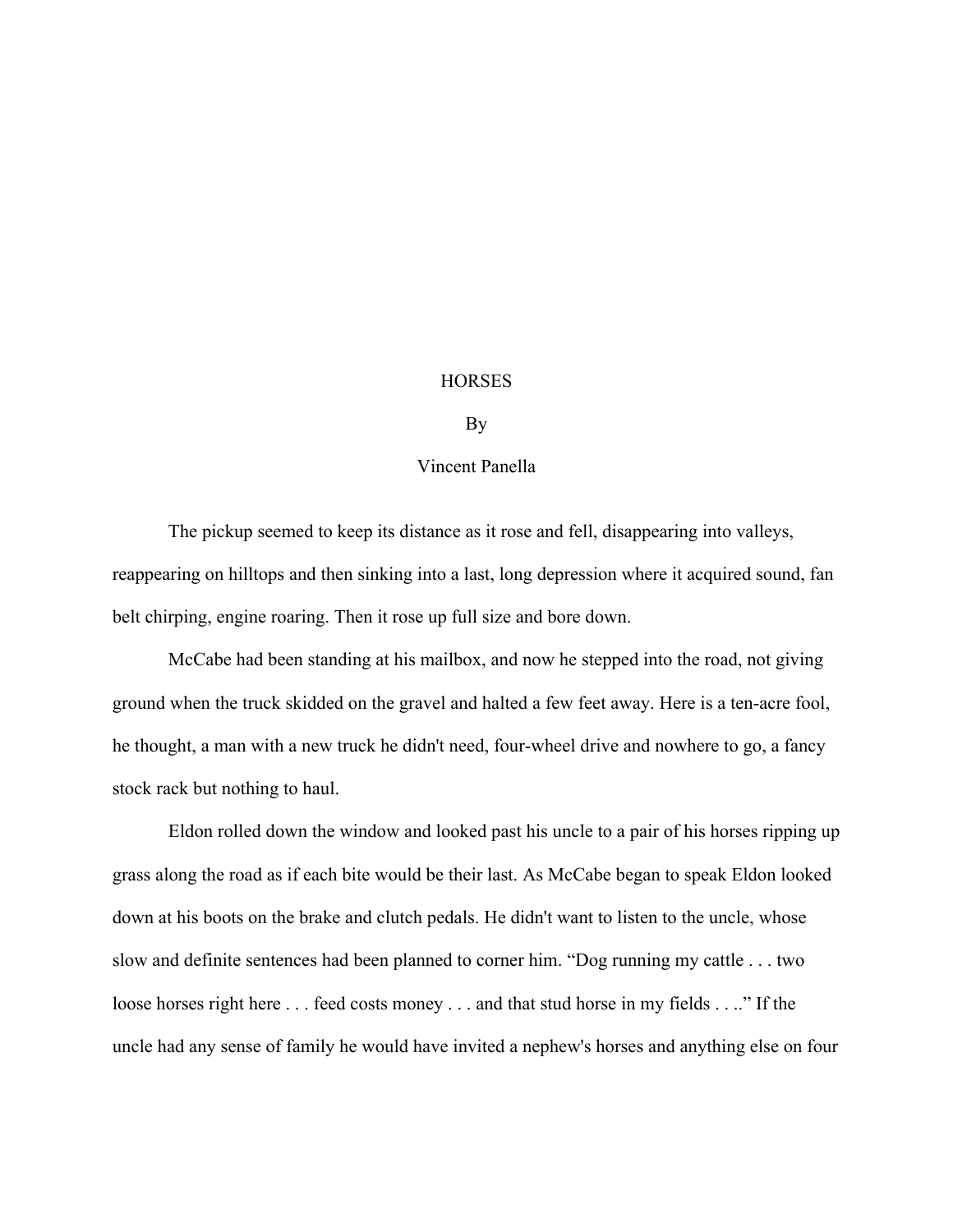# HORSES

By

Vincent Panella

The pickup seemed to keep its distance as it rose and fell, disappearing into valleys, reappearing on hilltops and then sinking into a last, long depression where it acquired sound, fan belt chirping, engine roaring. Then it rose up full size and bore down.

McCabe had been standing at his mailbox, and now he stepped into the road, not giving ground when the truck skidded on the gravel and halted a few feet away. Here is a ten-acre fool, he thought, a man with a new truck he didn't need, four-wheel drive and nowhere to go, a fancy stock rack but nothing to haul.

Eldon rolled down the window and looked past his uncle to a pair of his horses ripping up grass along the road as if each bite would be their last. As McCabe began to speak Eldon looked down at his boots on the brake and clutch pedals. He didn't want to listen to the uncle, whose slow and definite sentences had been planned to corner him. "Dog running my cattle . . . two loose horses right here . . . feed costs money . . . and that stud horse in my fields . . .." If the uncle had any sense of family he would have invited a nephew's horses and anything else on four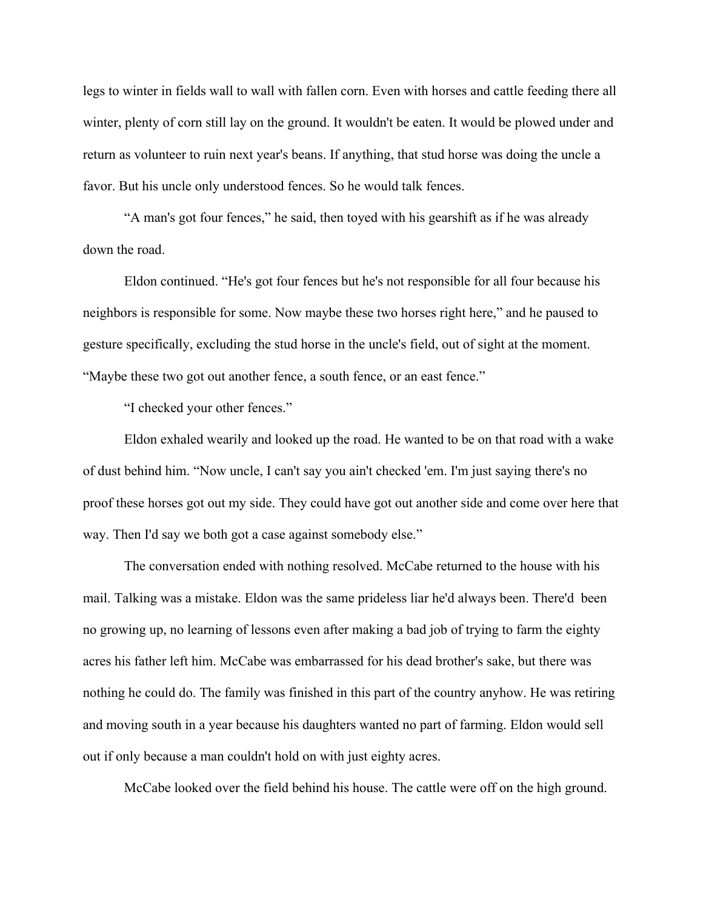legs to winter in fields wall to wall with fallen corn. Even with horses and cattle feeding there all winter, plenty of corn still lay on the ground. It wouldn't be eaten. It would be plowed under and return as volunteer to ruin next year's beans. If anything, that stud horse was doing the uncle a favor. But his uncle only understood fences. So he would talk fences.

"A man's got four fences," he said, then toyed with his gearshift as if he was already down the road.

Eldon continued. "He's got four fences but he's not responsible for all four because his neighbors is responsible for some. Now maybe these two horses right here," and he paused to gesture specifically, excluding the stud horse in the uncle's field, out of sight at the moment. "Maybe these two got out another fence, a south fence, or an east fence."

"I checked your other fences."

Eldon exhaled wearily and looked up the road. He wanted to be on that road with a wake of dust behind him. "Now uncle, I can't say you ain't checked 'em. I'm just saying there's no proof these horses got out my side. They could have got out another side and come over here that way. Then I'd say we both got a case against somebody else."

The conversation ended with nothing resolved. McCabe returned to the house with his mail. Talking was a mistake. Eldon was the same prideless liar he'd always been. There'd been no growing up, no learning of lessons even after making a bad job of trying to farm the eighty acres his father left him. McCabe was embarrassed for his dead brother's sake, but there was nothing he could do. The family was finished in this part of the country anyhow. He was retiring and moving south in a year because his daughters wanted no part of farming. Eldon would sell out if only because a man couldn't hold on with just eighty acres.

McCabe looked over the field behind his house. The cattle were off on the high ground.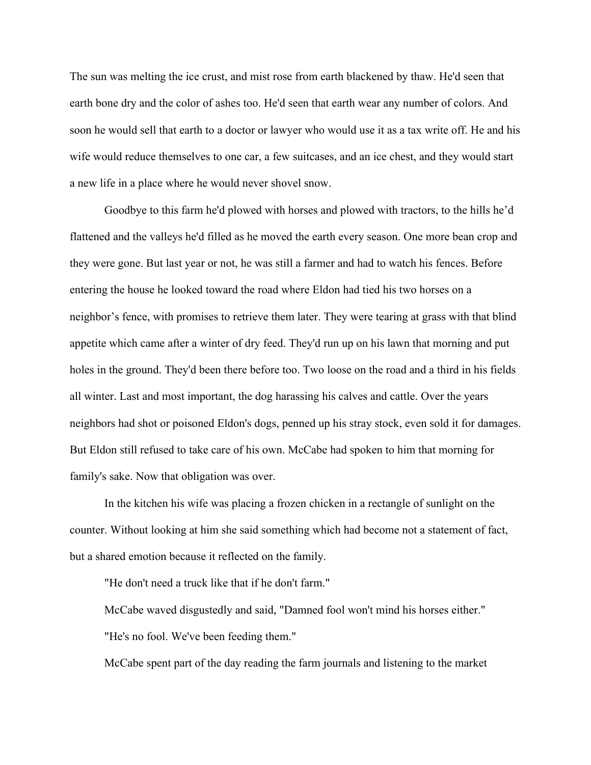The sun was melting the ice crust, and mist rose from earth blackened by thaw. He'd seen that earth bone dry and the color of ashes too. He'd seen that earth wear any number of colors. And soon he would sell that earth to a doctor or lawyer who would use it as a tax write off. He and his wife would reduce themselves to one car, a few suitcases, and an ice chest, and they would start a new life in a place where he would never shovel snow.

Goodbye to this farm he'd plowed with horses and plowed with tractors, to the hills he'd flattened and the valleys he'd filled as he moved the earth every season. One more bean crop and they were gone. But last year or not, he was still a farmer and had to watch his fences. Before entering the house he looked toward the road where Eldon had tied his two horses on a neighbor's fence, with promises to retrieve them later. They were tearing at grass with that blind appetite which came after a winter of dry feed. They'd run up on his lawn that morning and put holes in the ground. They'd been there before too. Two loose on the road and a third in his fields all winter. Last and most important, the dog harassing his calves and cattle. Over the years neighbors had shot or poisoned Eldon's dogs, penned up his stray stock, even sold it for damages. But Eldon still refused to take care of his own. McCabe had spoken to him that morning for family's sake. Now that obligation was over.

In the kitchen his wife was placing a frozen chicken in a rectangle of sunlight on the counter. Without looking at him she said something which had become not a statement of fact, but a shared emotion because it reflected on the family.

"He don't need a truck like that if he don't farm."

McCabe waved disgustedly and said, "Damned fool won't mind his horses either."

"He's no fool. We've been feeding them."

McCabe spent part of the day reading the farm journals and listening to the market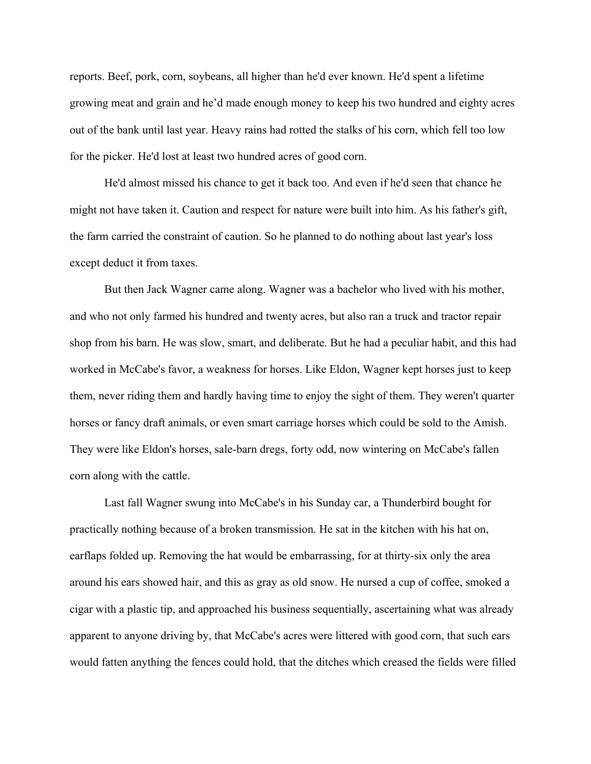reports. Beef, pork, corn, soybeans, all higher than he'd ever known. He'd spent a lifetime growing meat and grain and he'd made enough money to keep his two hundred and eighty acres out of the bank until last year. Heavy rains had rotted the stalks of his corn, which fell too low for the picker. He'd lost at least two hundred acres of good corn.

He'd almost missed his chance to get it back too. And even if he'd seen that chance he might not have taken it. Caution and respect for nature were built into him. As his father's gift, the farm carried the constraint of caution. So he planned to do nothing about last year's loss except deduct it from taxes.

But then Jack Wagner came along. Wagner was a bachelor who lived with his mother, and who not only farmed his hundred and twenty acres, but also ran a truck and tractor repair shop from his barn. He was slow, smart, and deliberate. But he had a peculiar habit, and this had worked in McCabe's favor, a weakness for horses. Like Eldon, Wagner kept horses just to keep them, never riding them and hardly having time to enjoy the sight of them. They weren't quarter horses or fancy draft animals, or even smart carriage horses which could be sold to the Amish. They were like Eldon's horses, sale-barn dregs, forty odd, now wintering on McCabe's fallen corn along with the cattle.

Last fall Wagner swung into McCabe's in his Sunday car, a Thunderbird bought for practically nothing because of a broken transmission. He sat in the kitchen with his hat on, earflaps folded up. Removing the hat would be embarrassing, for at thirty-six only the area around his ears showed hair, and this as gray as old snow. He nursed a cup of coffee, smoked a cigar with a plastic tip, and approached his business sequentially, ascertaining what was already apparent to anyone driving by, that McCabe's acres were littered with good corn, that such ears would fatten anything the fences could hold, that the ditches which creased the fields were filled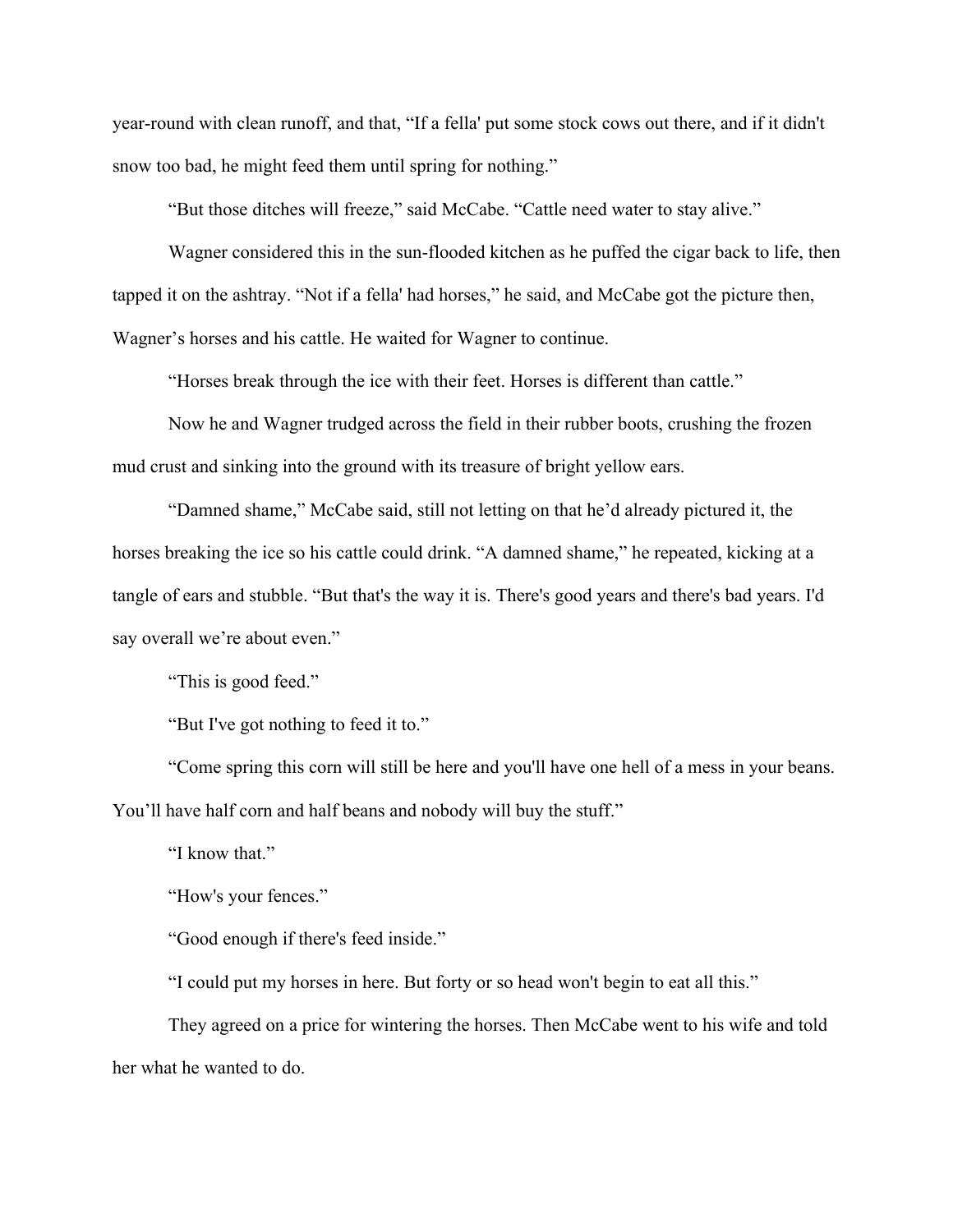year-round with clean runoff, and that, "If a fella' put some stock cows out there, and if it didn't snow too bad, he might feed them until spring for nothing."

"But those ditches will freeze," said McCabe. "Cattle need water to stay alive."

Wagner considered this in the sun-flooded kitchen as he puffed the cigar back to life, then tapped it on the ashtray. "Not if a fella' had horses," he said, and McCabe got the picture then, Wagner's horses and his cattle. He waited for Wagner to continue.

"Horses break through the ice with their feet. Horses is different than cattle."

Now he and Wagner trudged across the field in their rubber boots, crushing the frozen mud crust and sinking into the ground with its treasure of bright yellow ears.

"Damned shame," McCabe said, still not letting on that he'd already pictured it, the horses breaking the ice so his cattle could drink. "A damned shame," he repeated, kicking at a tangle of ears and stubble. "But that's the way it is. There's good years and there's bad years. I'd say overall we're about even."

"This is good feed."

"But I've got nothing to feed it to."

"Come spring this corn will still be here and you'll have one hell of a mess in your beans. You'll have half corn and half beans and nobody will buy the stuff."

"I know that."

"How's your fences."

"Good enough if there's feed inside."

"I could put my horses in here. But forty or so head won't begin to eat all this."

They agreed on a price for wintering the horses. Then McCabe went to his wife and told her what he wanted to do.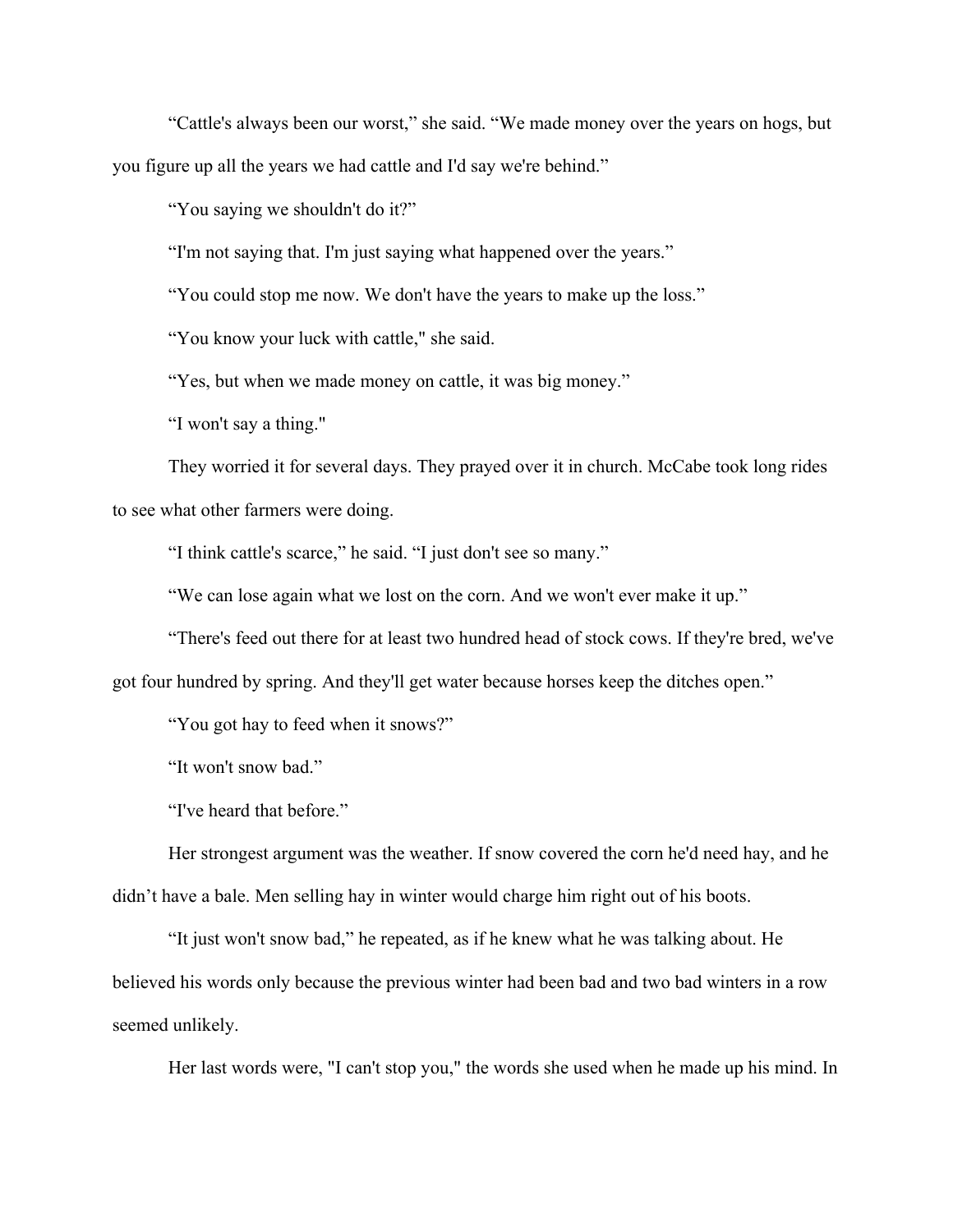“Cattle's always been our worst,” she said. “We made money over the years on hogs, but you figure up all the years we had cattle and I'd say we're behind.”

“You saying we shouldn't do it?”

“I'm not saying that. I'm just saying what happened over the years.”

“You could stop me now. We don't have the years to make up the loss.”

“You know your luck with cattle," she said.

“Yes, but when we made money on cattle, it was big money.”

“I won't say a thing."

They worried it for several days. They prayed over it in church. McCabe took long rides to see what other farmers were doing.

“I think cattle's scarce,” he said. “I just don't see so many.”

“We can lose again what we lost on the corn. And we won't ever make it up.”

“There's feed out there for at least two hundred head of stock cows. If they're bred, we've got four hundred by spring. And they'll get water because horses keep the ditches open.”

“You got hay to feed when it snows?”

“It won't snow bad.”

“I've heard that before.”

Her strongest argument was the weather. If snow covered the corn he'd need hay, and he didn’t have a bale. Men selling hay in winter would charge him right out of his boots.

“It just won't snow bad,” he repeated, as if he knew what he was talking about. He believed his words only because the previous winter had been bad and two bad winters in a row seemed unlikely.

Her last words were, "I can't stop you," the words she used when he made up his mind. In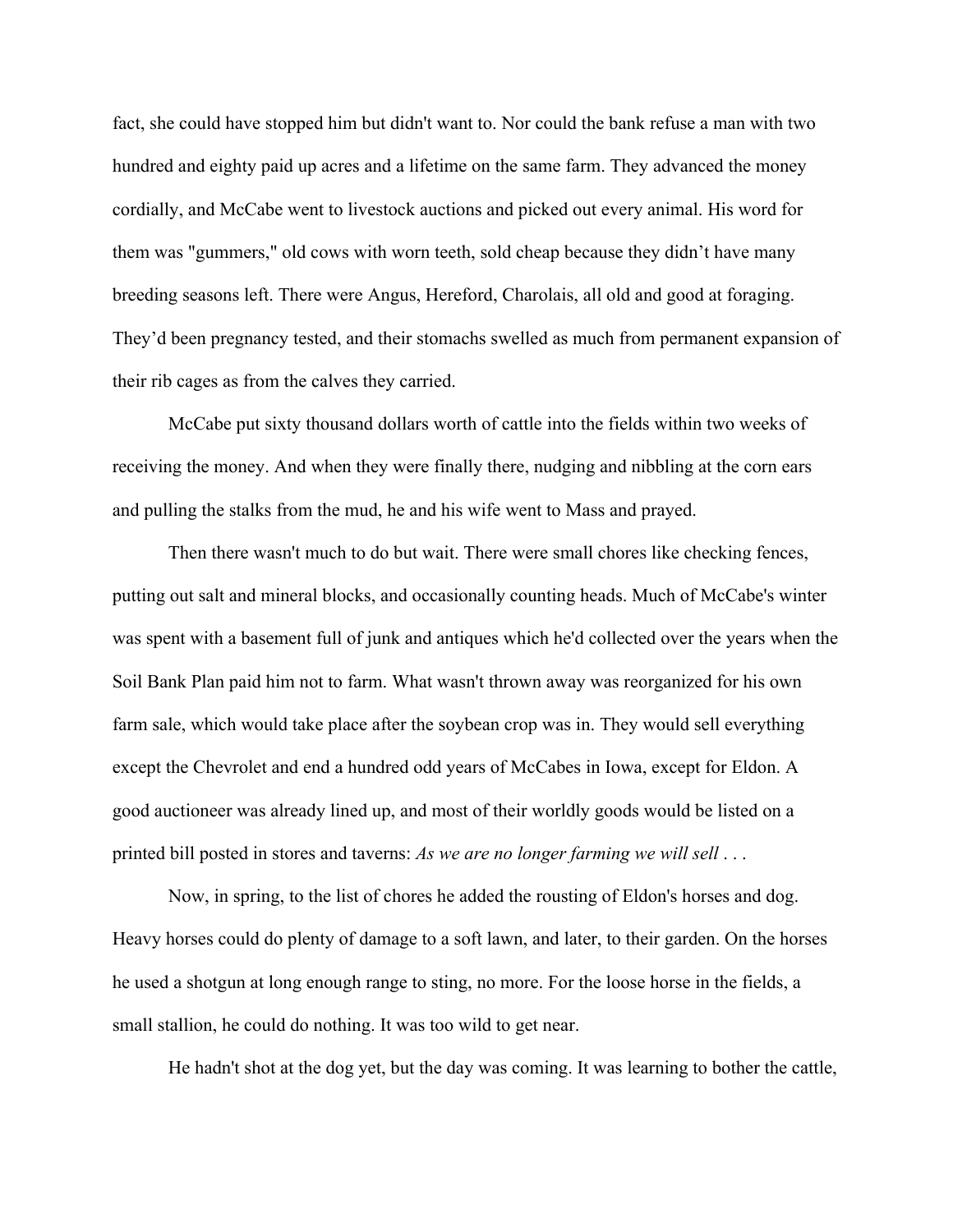fact, she could have stopped him but didn't want to. Nor could the bank refuse a man with two hundred and eighty paid up acres and a lifetime on the same farm. They advanced the money cordially, and McCabe went to livestock auctions and picked out every animal. His word for them was "gummers," old cows with worn teeth, sold cheap because they didn't have many breeding seasons left. There were Angus, Hereford, Charolais, all old and good at foraging. They'd been pregnancy tested, and their stomachs swelled as much from permanent expansion of their rib cages as from the calves they carried.

McCabe put sixty thousand dollars worth of cattle into the fields within two weeks of receiving the money. And when they were finally there, nudging and nibbling at the corn ears and pulling the stalks from the mud, he and his wife went to Mass and prayed.

Then there wasn't much to do but wait. There were small chores like checking fences, putting out salt and mineral blocks, and occasionally counting heads. Much of McCabe's winter was spent with a basement full of junk and antiques which he'd collected over the years when the Soil Bank Plan paid him not to farm. What wasn't thrown away was reorganized for his own farm sale, which would take place after the soybean crop was in. They would sell everything except the Chevrolet and end a hundred odd years of McCabes in Iowa, except for Eldon. A good auctioneer was already lined up, and most of their worldly goods would be listed on a printed bill posted in stores and taverns: *As we are no longer farming we will sell . . .*

Now, in spring, to the list of chores he added the rousting of Eldon's horses and dog. Heavy horses could do plenty of damage to a soft lawn, and later, to their garden. On the horses he used a shotgun at long enough range to sting, no more. For the loose horse in the fields, a small stallion, he could do nothing. It was too wild to get near.

He hadn't shot at the dog yet, but the day was coming. It was learning to bother the cattle,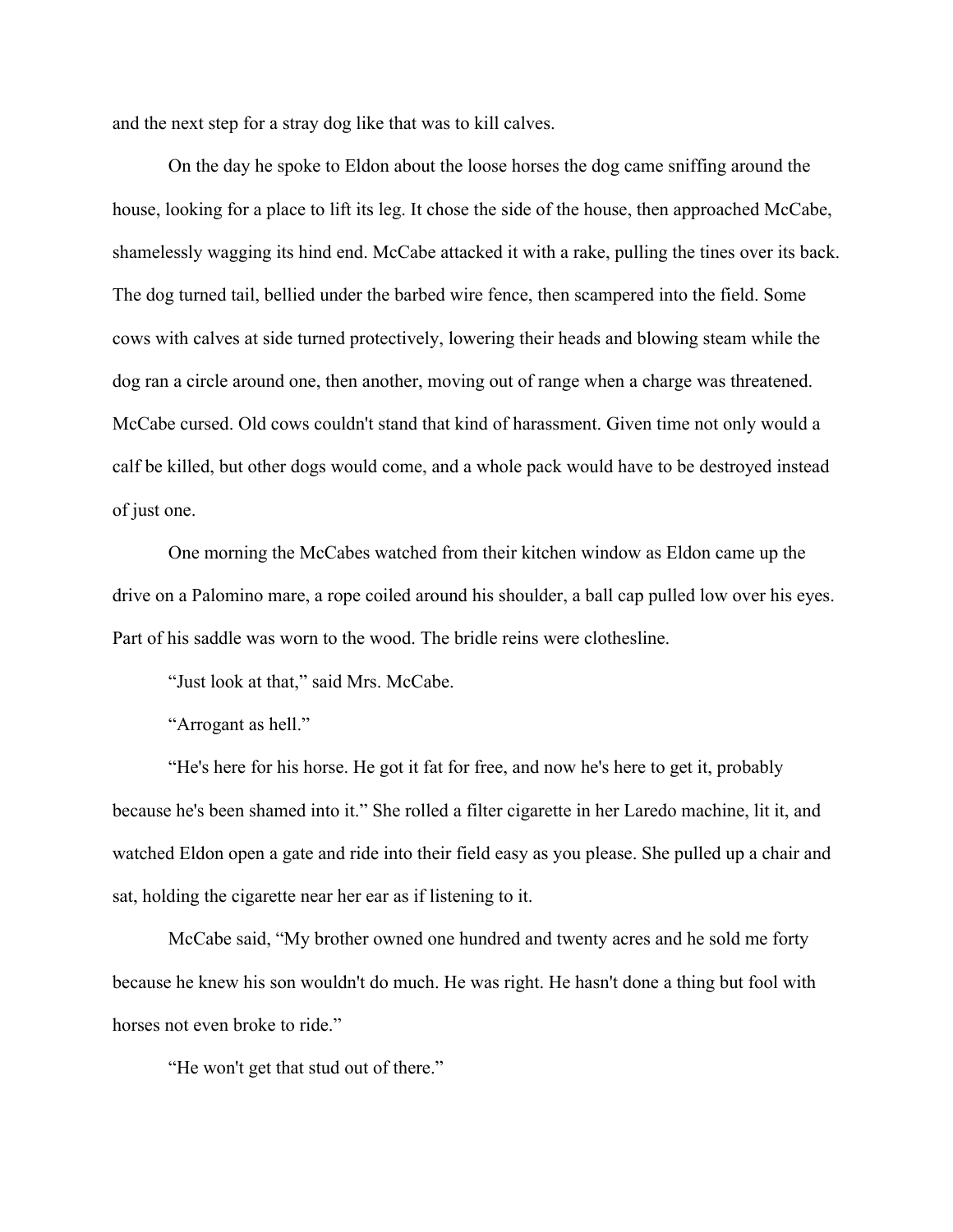and the next step for a stray dog like that was to kill calves.

On the day he spoke to Eldon about the loose horses the dog came sniffing around the house, looking for a place to lift its leg. It chose the side of the house, then approached McCabe, shamelessly wagging its hind end. McCabe attacked it with a rake, pulling the tines over its back. The dog turned tail, bellied under the barbed wire fence, then scampered into the field. Some cows with calves at side turned protectively, lowering their heads and blowing steam while the dog ran a circle around one, then another, moving out of range when a charge was threatened. McCabe cursed. Old cows couldn't stand that kind of harassment. Given time not only would a calf be killed, but other dogs would come, and a whole pack would have to be destroyed instead of just one.

One morning the McCabes watched from their kitchen window as Eldon came up the drive on a Palomino mare, a rope coiled around his shoulder, a ball cap pulled low over his eyes. Part of his saddle was worn to the wood. The bridle reins were clothesline.

"Just look at that," said Mrs. McCabe.

"Arrogant as hell."

"He's here for his horse. He got it fat for free, and now he's here to get it, probably because he's been shamed into it." She rolled a filter cigarette in her Laredo machine, lit it, and watched Eldon open a gate and ride into their field easy as you please. She pulled up a chair and sat, holding the cigarette near her ear as if listening to it.

McCabe said, "My brother owned one hundred and twenty acres and he sold me forty because he knew his son wouldn't do much. He was right. He hasn't done a thing but fool with horses not even broke to ride."

"He won't get that stud out of there."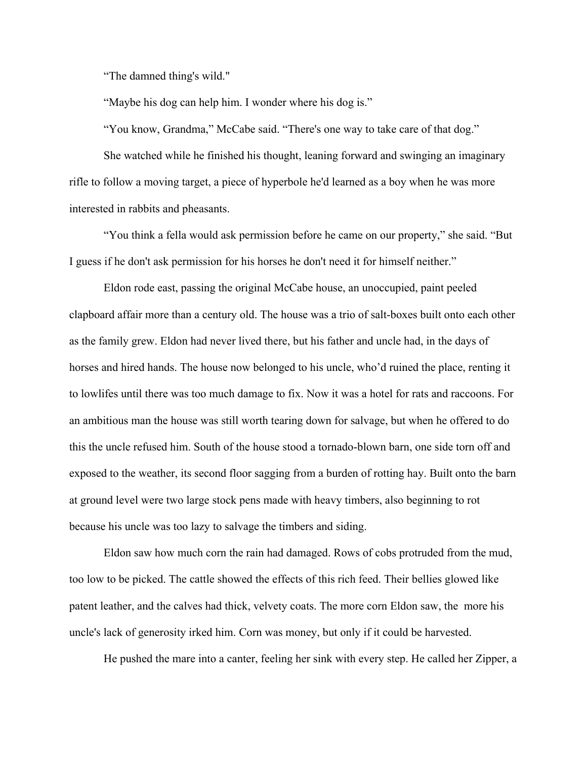“The damned thing's wild."

“Maybe his dog can help him. I wonder where his dog is.”

“You know, Grandma,” McCabe said. “There's one way to take care of that dog.”

She watched while he finished his thought, leaning forward and swinging an imaginary rifle to follow a moving target, a piece of hyperbole he'd learned as a boy when he was more interested in rabbits and pheasants.

“You think a fella would ask permission before he came on our property,” she said. “But I guess if he don't ask permission for his horses he don't need it for himself neither.”

Eldon rode east, passing the original McCabe house, an unoccupied, paint peeled clapboard affair more than a century old. The house was a trio of salt-boxes built onto each other as the family grew. Eldon had never lived there, but his father and uncle had, in the days of horses and hired hands. The house now belonged to his uncle, who’d ruined the place, renting it to lowlifes until there was too much damage to fix. Now it was a hotel for rats and raccoons. For an ambitious man the house was still worth tearing down for salvage, but when he offered to do this the uncle refused him. South of the house stood a tornado-blown barn, one side torn off and exposed to the weather, its second floor sagging from a burden of rotting hay. Built onto the barn at ground level were two large stock pens made with heavy timbers, also beginning to rot because his uncle was too lazy to salvage the timbers and siding.

Eldon saw how much corn the rain had damaged. Rows of cobs protruded from the mud, too low to be picked. The cattle showed the effects of this rich feed. Their bellies glowed like patent leather, and the calves had thick, velvety coats. The more corn Eldon saw, the more his uncle's lack of generosity irked him. Corn was money, but only if it could be harvested.

He pushed the mare into a canter, feeling her sink with every step. He called her Zipper, a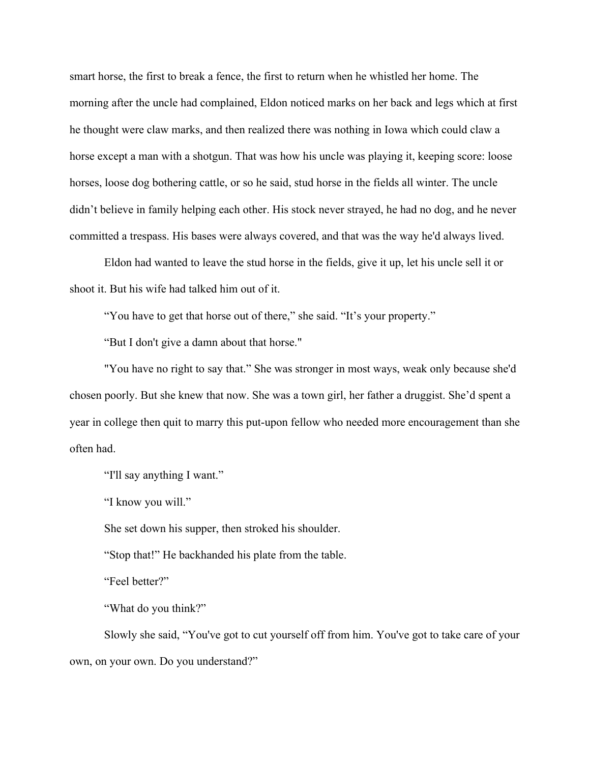smart horse, the first to break a fence, the first to return when he whistled her home. The morning after the uncle had complained, Eldon noticed marks on her back and legs which at first he thought were claw marks, and then realized there was nothing in Iowa which could claw a horse except a man with a shotgun. That was how his uncle was playing it, keeping score: loose horses, loose dog bothering cattle, or so he said, stud horse in the fields all winter. The uncle didn't believe in family helping each other. His stock never strayed, he had no dog, and he never committed a trespass. His bases were always covered, and that was the way he'd always lived.

Eldon had wanted to leave the stud horse in the fields, give it up, let his uncle sell it or shoot it. But his wife had talked him out of it.

"You have to get that horse out of there," she said. "It's your property."

"But I don't give a damn about that horse."

"You have no right to say that." She was stronger in most ways, weak only because she'd chosen poorly. But she knew that now. She was a town girl, her father a druggist. She'd spent a year in college then quit to marry this put-upon fellow who needed more encouragement than she often had.

"I'll say anything I want."

"I know you will."

She set down his supper, then stroked his shoulder.

"Stop that!" He backhanded his plate from the table.

"Feel better?"

"What do you think?"

Slowly she said, "You've got to cut yourself off from him. You've got to take care of your own, on your own. Do you understand?"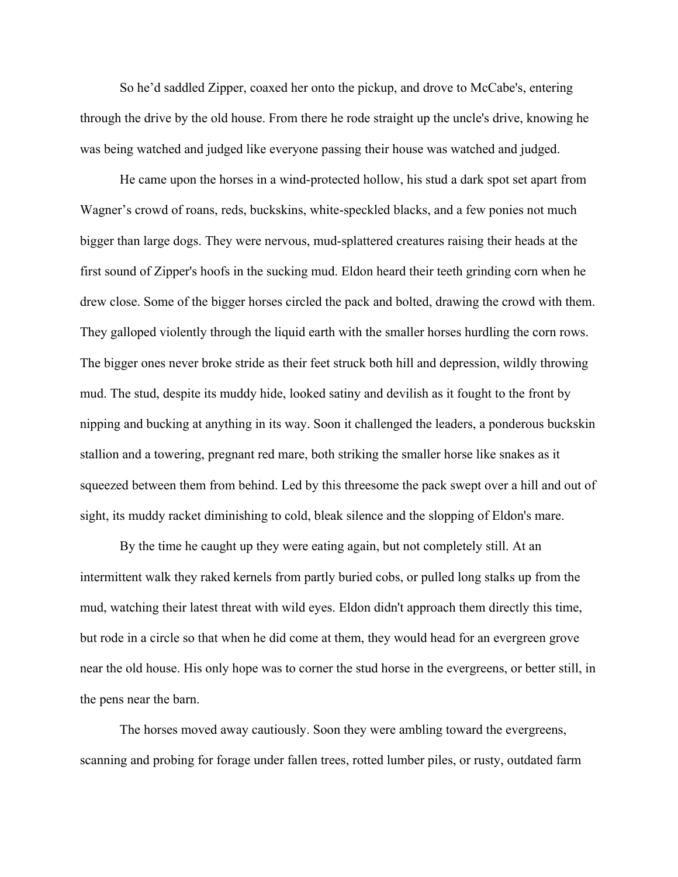So he'd saddled Zipper, coaxed her onto the pickup, and drove to McCabe's, entering through the drive by the old house. From there he rode straight up the uncle's drive, knowing he was being watched and judged like everyone passing their house was watched and judged.

He came upon the horses in a wind-protected hollow, his stud a dark spot set apart from Wagner's crowd of roans, reds, buckskins, white-speckled blacks, and a few ponies not much bigger than large dogs. They were nervous, mud-splattered creatures raising their heads at the first sound of Zipper's hoofs in the sucking mud. Eldon heard their teeth grinding corn when he drew close. Some of the bigger horses circled the pack and bolted, drawing the crowd with them. They galloped violently through the liquid earth with the smaller horses hurdling the corn rows. The bigger ones never broke stride as their feet struck both hill and depression, wildly throwing mud. The stud, despite its muddy hide, looked satiny and devilish as it fought to the front by nipping and bucking at anything in its way. Soon it challenged the leaders, a ponderous buckskin stallion and a towering, pregnant red mare, both striking the smaller horse like snakes as it squeezed between them from behind. Led by this threesome the pack swept over a hill and out of sight, its muddy racket diminishing to cold, bleak silence and the slopping of Eldon's mare.

By the time he caught up they were eating again, but not completely still. At an intermittent walk they raked kernels from partly buried cobs, or pulled long stalks up from the mud, watching their latest threat with wild eyes. Eldon didn't approach them directly this time, but rode in a circle so that when he did come at them, they would head for an evergreen grove near the old house. His only hope was to corner the stud horse in the evergreens, or better still, in the pens near the barn.

The horses moved away cautiously. Soon they were ambling toward the evergreens, scanning and probing for forage under fallen trees, rotted lumber piles, or rusty, outdated farm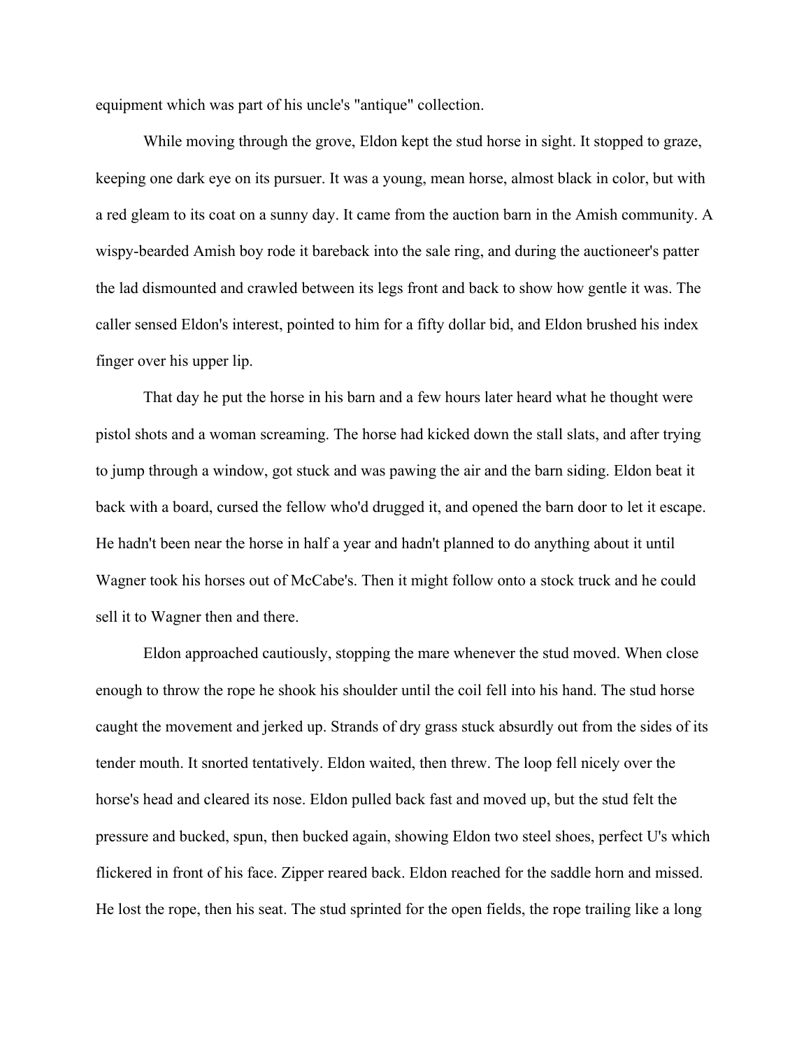equipment which was part of his uncle's "antique" collection.

While moving through the grove, Eldon kept the stud horse in sight. It stopped to graze, keeping one dark eye on its pursuer. It was a young, mean horse, almost black in color, but with a red gleam to its coat on a sunny day. It came from the auction barn in the Amish community. A wispy-bearded Amish boy rode it bareback into the sale ring, and during the auctioneer's patter the lad dismounted and crawled between its legs front and back to show how gentle it was. The caller sensed Eldon's interest, pointed to him for a fifty dollar bid, and Eldon brushed his index finger over his upper lip.

That day he put the horse in his barn and a few hours later heard what he thought were pistol shots and a woman screaming. The horse had kicked down the stall slats, and after trying to jump through a window, got stuck and was pawing the air and the barn siding. Eldon beat it back with a board, cursed the fellow who'd drugged it, and opened the barn door to let it escape. He hadn't been near the horse in half a year and hadn't planned to do anything about it until Wagner took his horses out of McCabe's. Then it might follow onto a stock truck and he could sell it to Wagner then and there.

Eldon approached cautiously, stopping the mare whenever the stud moved. When close enough to throw the rope he shook his shoulder until the coil fell into his hand. The stud horse caught the movement and jerked up. Strands of dry grass stuck absurdly out from the sides of its tender mouth. It snorted tentatively. Eldon waited, then threw. The loop fell nicely over the horse's head and cleared its nose. Eldon pulled back fast and moved up, but the stud felt the pressure and bucked, spun, then bucked again, showing Eldon two steel shoes, perfect U's which flickered in front of his face. Zipper reared back. Eldon reached for the saddle horn and missed. He lost the rope, then his seat. The stud sprinted for the open fields, the rope trailing like a long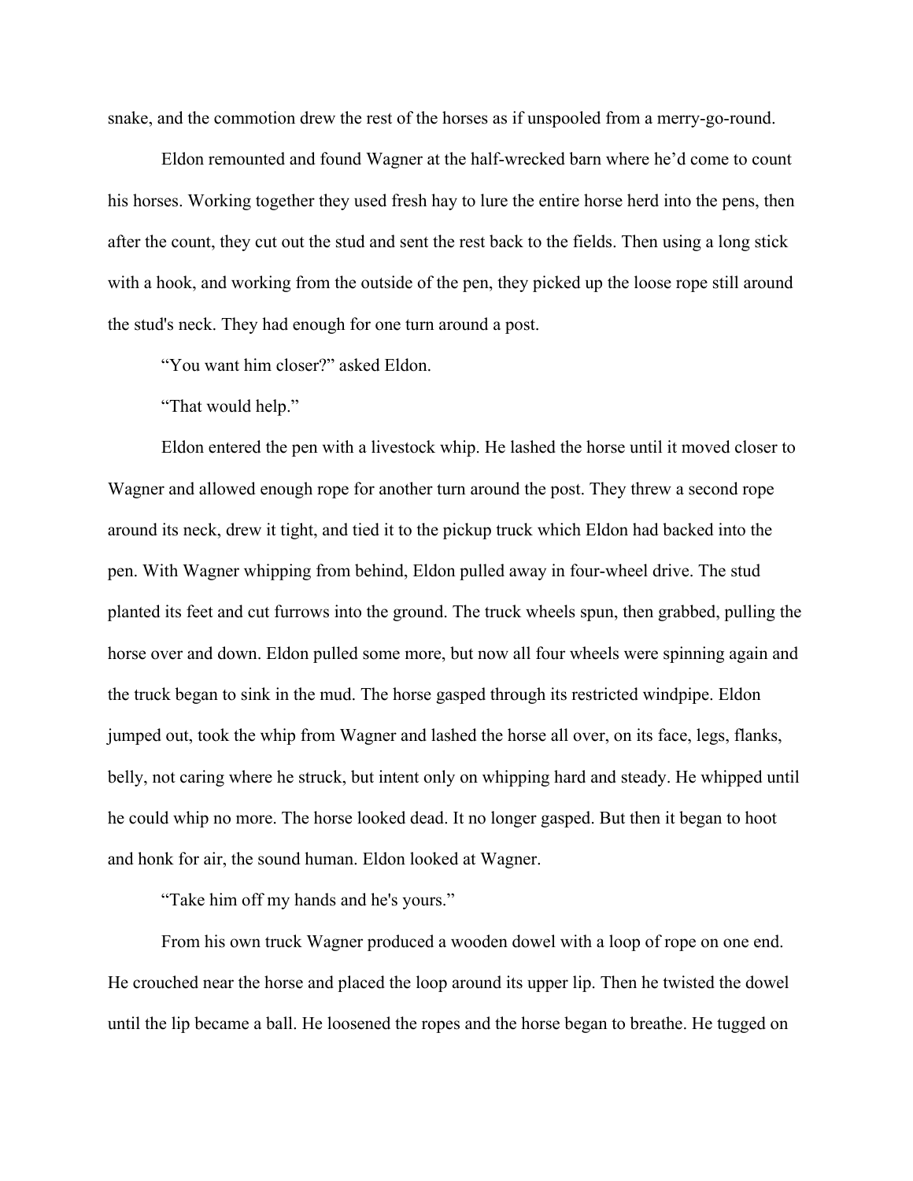snake, and the commotion drew the rest of the horses as if unspooled from a merry-go-round.

Eldon remounted and found Wagner at the half-wrecked barn where he'd come to count his horses. Working together they used fresh hay to lure the entire horse herd into the pens, then after the count, they cut out the stud and sent the rest back to the fields. Then using a long stick with a hook, and working from the outside of the pen, they picked up the loose rope still around the stud's neck. They had enough for one turn around a post.

"You want him closer?" asked Eldon.

"That would help."

Eldon entered the pen with a livestock whip. He lashed the horse until it moved closer to Wagner and allowed enough rope for another turn around the post. They threw a second rope around its neck, drew it tight, and tied it to the pickup truck which Eldon had backed into the pen. With Wagner whipping from behind, Eldon pulled away in four-wheel drive. The stud planted its feet and cut furrows into the ground. The truck wheels spun, then grabbed, pulling the horse over and down. Eldon pulled some more, but now all four wheels were spinning again and the truck began to sink in the mud. The horse gasped through its restricted windpipe. Eldon jumped out, took the whip from Wagner and lashed the horse all over, on its face, legs, flanks, belly, not caring where he struck, but intent only on whipping hard and steady. He whipped until he could whip no more. The horse looked dead. It no longer gasped. But then it began to hoot and honk for air, the sound human. Eldon looked at Wagner.

"Take him off my hands and he's yours."

From his own truck Wagner produced a wooden dowel with a loop of rope on one end. He crouched near the horse and placed the loop around its upper lip. Then he twisted the dowel until the lip became a ball. He loosened the ropes and the horse began to breathe. He tugged on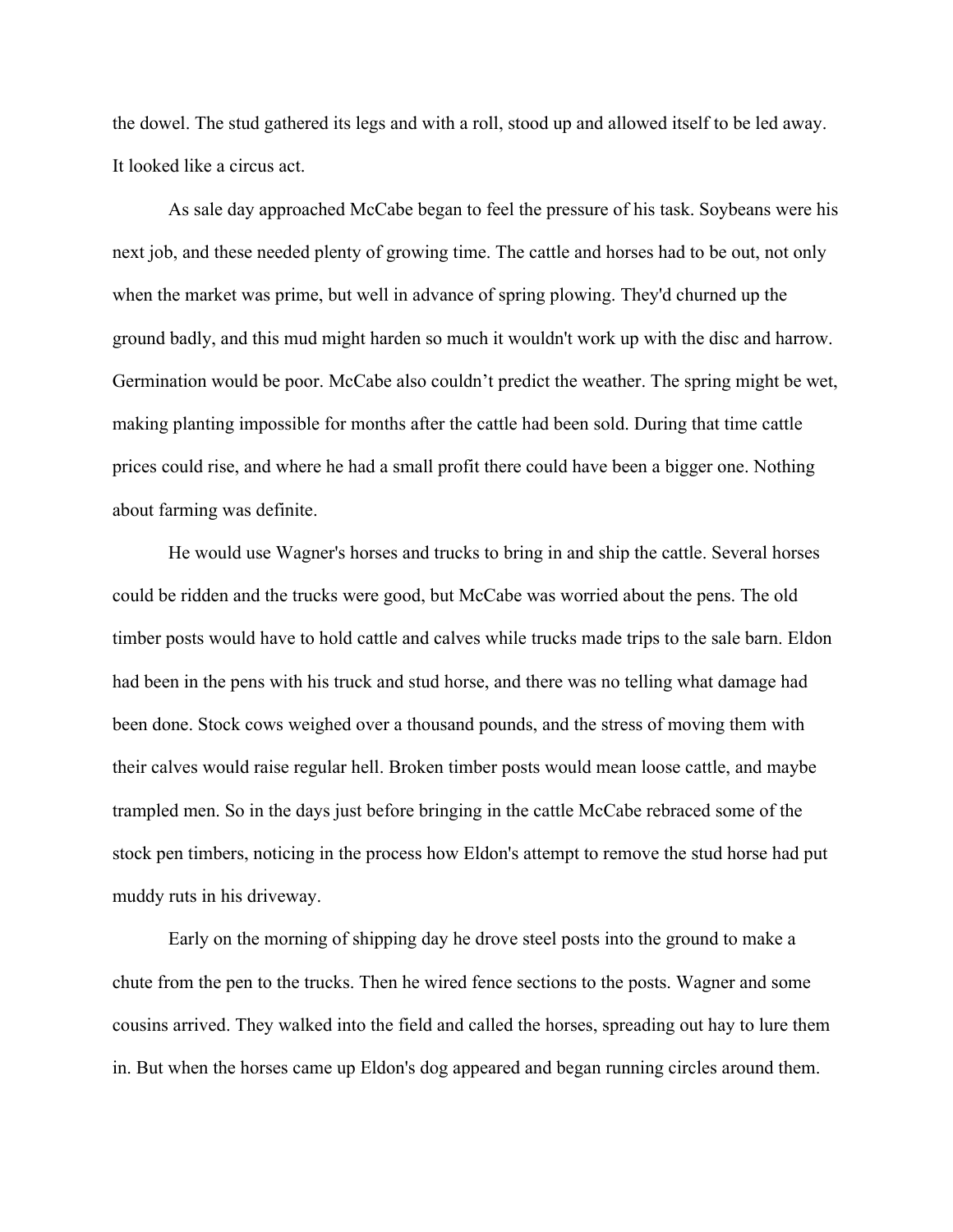the dowel. The stud gathered its legs and with a roll, stood up and allowed itself to be led away. It looked like a circus act.

As sale day approached McCabe began to feel the pressure of his task. Soybeans were his next job, and these needed plenty of growing time. The cattle and horses had to be out, not only when the market was prime, but well in advance of spring plowing. They'd churned up the ground badly, and this mud might harden so much it wouldn't work up with the disc and harrow. Germination would be poor. McCabe also couldn't predict the weather. The spring might be wet, making planting impossible for months after the cattle had been sold. During that time cattle prices could rise, and where he had a small profit there could have been a bigger one. Nothing about farming was definite.

He would use Wagner's horses and trucks to bring in and ship the cattle. Several horses could be ridden and the trucks were good, but McCabe was worried about the pens. The old timber posts would have to hold cattle and calves while trucks made trips to the sale barn. Eldon had been in the pens with his truck and stud horse, and there was no telling what damage had been done. Stock cows weighed over a thousand pounds, and the stress of moving them with their calves would raise regular hell. Broken timber posts would mean loose cattle, and maybe trampled men. So in the days just before bringing in the cattle McCabe rebraced some of the stock pen timbers, noticing in the process how Eldon's attempt to remove the stud horse had put muddy ruts in his driveway.

Early on the morning of shipping day he drove steel posts into the ground to make a chute from the pen to the trucks. Then he wired fence sections to the posts. Wagner and some cousins arrived. They walked into the field and called the horses, spreading out hay to lure them in. But when the horses came up Eldon's dog appeared and began running circles around them.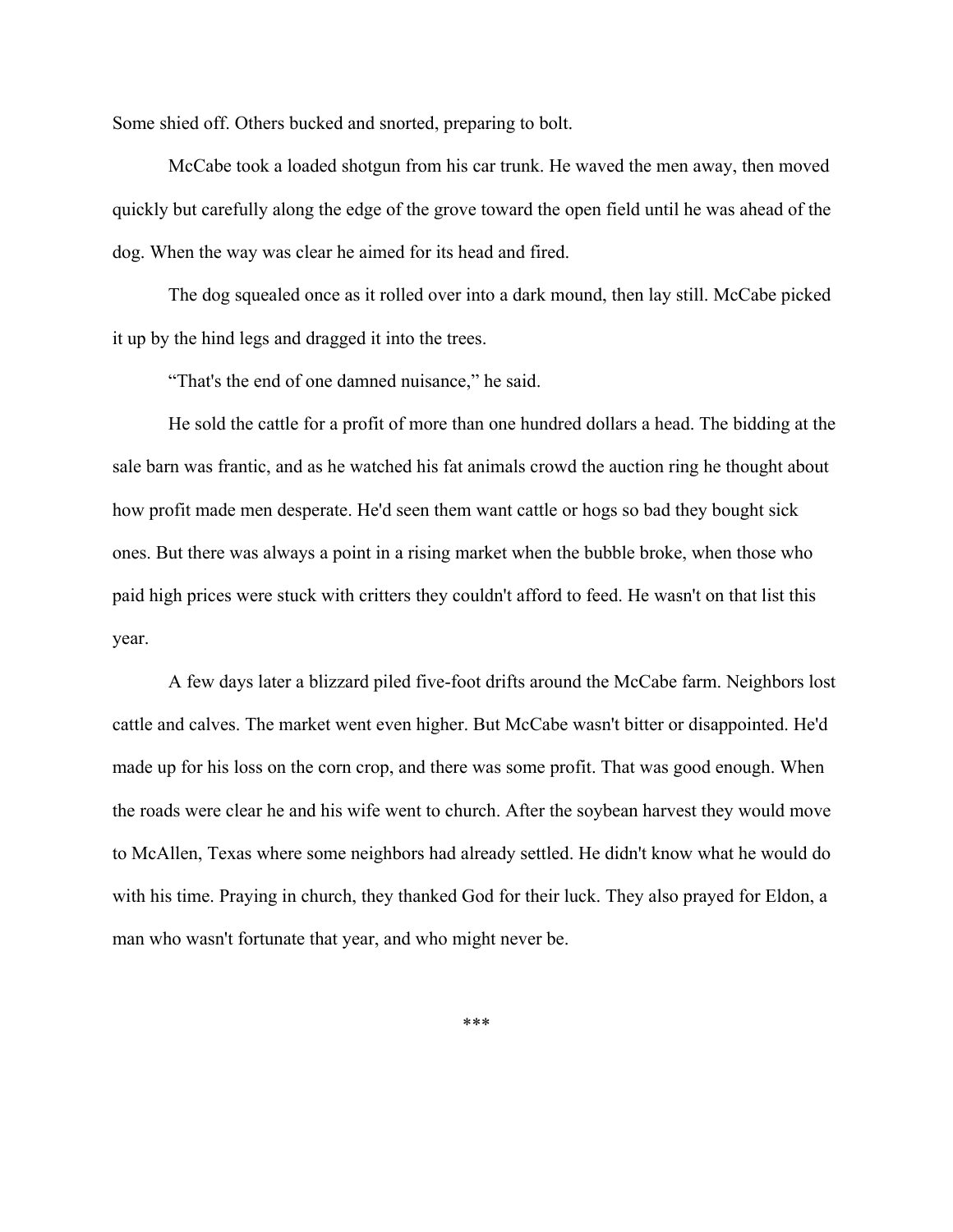Some shied off. Others bucked and snorted, preparing to bolt.

McCabe took a loaded shotgun from his car trunk. He waved the men away, then moved quickly but carefully along the edge of the grove toward the open field until he was ahead of the dog. When the way was clear he aimed for its head and fired.

The dog squealed once as it rolled over into a dark mound, then lay still. McCabe picked it up by the hind legs and dragged it into the trees.

“That's the end of one damned nuisance,” he said.

He sold the cattle for a profit of more than one hundred dollars a head. The bidding at the sale barn was frantic, and as he watched his fat animals crowd the auction ring he thought about how profit made men desperate. He'd seen them want cattle or hogs so bad they bought sick ones. But there was always a point in a rising market when the bubble broke, when those who paid high prices were stuck with critters they couldn't afford to feed. He wasn't on that list this year.

A few days later a blizzard piled five-foot drifts around the McCabe farm. Neighbors lost cattle and calves. The market went even higher. But McCabe wasn't bitter or disappointed. He'd made up for his loss on the corn crop, and there was some profit. That was good enough. When the roads were clear he and his wife went to church. After the soybean harvest they would move to McAllen, Texas where some neighbors had already settled. He didn't know what he would do with his time. Praying in church, they thanked God for their luck. They also prayed for Eldon, a man who wasn't fortunate that year, and who might never be.

***